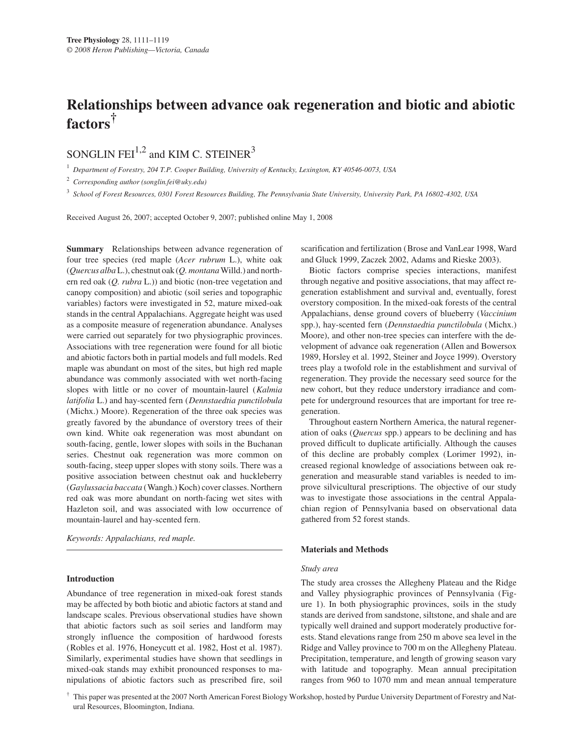# Relationships between advance oak regeneration and biotic and abiotic factors[†]

SONGLIN FEI[1,2] and KIM C. STEINER[3]

[1] *Department of Forestry, 204 T.P. Cooper Building, University of Kentucky, Lexington, KY 40546-0073, USA*

[2] *Corresponding author (songlin.fei@uky.edu)*

[3] *School of Forest Resources, 0301 Forest Resources Building, The Pennsylvania State University, University Park, PA 16802-4302, USA*

Received August 26, 2007; accepted October 9, 2007; published online May 1, 2008

**Summary** Relationships between advance regeneration of four tree species (red maple (*Acer rubrum* L.), white oak (*Quercus alba* L.), chestnut oak (*Q. montana* Willd.) and northern red oak (*Q. rubra* L.)) and biotic (non-tree vegetation and canopy composition) and abiotic (soil series and topographic variables) factors were investigated in 52, mature mixed-oak stands in the central Appalachians. Aggregate height was used as a composite measure of regeneration abundance. Analyses were carried out separately for two physiographic provinces. Associations with tree regeneration were found for all biotic and abiotic factors both in partial models and full models. Red maple was abundant on most of the sites, but high red maple abundance was commonly associated with wet north-facing slopes with little or no cover of mountain-laurel (*Kalmia latifolia* L.) and hay-scented fern (*Dennstaedtia punctilobula* (Michx.) Moore). Regeneration of the three oak species was greatly favored by the abundance of overstory trees of their own kind. White oak regeneration was most abundant on south-facing, gentle, lower slopes with soils in the Buchanan series. Chestnut oak regeneration was more common on south-facing, steep upper slopes with stony soils. There was a positive association between chestnut oak and huckleberry (*Gaylussacia baccata* (Wangh.) Koch) cover classes. Northern red oak was more abundant on north-facing wet sites with Hazleton soil, and was associated with low occurrence of mountain-laurel and hay-scented fern.

*Keywords: Appalachians, red maple.*

## Introduction

Abundance of tree regeneration in mixed-oak forest stands may be affected by both biotic and abiotic factors at stand and landscape scales. Previous observational studies have shown that abiotic factors such as soil series and landform may strongly influence the composition of hardwood forests (Robles et al. 1976, Honeycutt et al. 1982, Host et al. 1987). Similarly, experimental studies have shown that seedlings in mixed-oak stands may exhibit pronounced responses to manipulations of abiotic factors such as prescribed fire, soil scarification and fertilization (Brose and VanLear 1998, Ward and Gluck 1999, Zaczek 2002, Adams and Rieske 2003).

Biotic factors comprise species interactions, manifest through negative and positive associations, that may affect regeneration establishment and survival and, eventually, forest overstory composition. In the mixed-oak forests of the central Appalachians, dense ground covers of blueberry (*Vaccinium* spp.), hay-scented fern (*Dennstaedtia punctilobula* (Michx.) Moore), and other non-tree species can interfere with the development of advance oak regeneration (Allen and Bowersox 1989, Horsley et al. 1992, Steiner and Joyce 1999). Overstory trees play a twofold role in the establishment and survival of regeneration. They provide the necessary seed source for the new cohort, but they reduce understory irradiance and compete for underground resources that are important for tree regeneration.

Throughout eastern Northern America, the natural regeneration of oaks (*Quercus* spp.) appears to be declining and has proved difficult to duplicate artificially. Although the causes of this decline are probably complex (Lorimer 1992), increased regional knowledge of associations between oak regeneration and measurable stand variables is needed to improve silvicultural prescriptions. The objective of our study was to investigate those associations in the central Appalachian region of Pennsylvania based on observational data gathered from 52 forest stands.

## Materials and Methods

### Study area

The study area crosses the Allegheny Plateau and the Ridge and Valley physiographic provinces of Pennsylvania (Figure 1). In both physiographic provinces, soils in the study stands are derived from sandstone, siltstone, and shale and are typically well drained and support moderately productive forests. Stand elevations range from 250 m above sea level in the Ridge and Valley province to 700 m on the Allegheny Plateau. Precipitation, temperature, and length of growing season vary with latitude and topography. Mean annual precipitation ranges from 960 to 1070 mm and mean annual temperature

[†] This paper was presented at the 2007 North American Forest Biology Workshop, hosted by Purdue University Department of Forestry and Natural Resources, Bloomington, Indiana.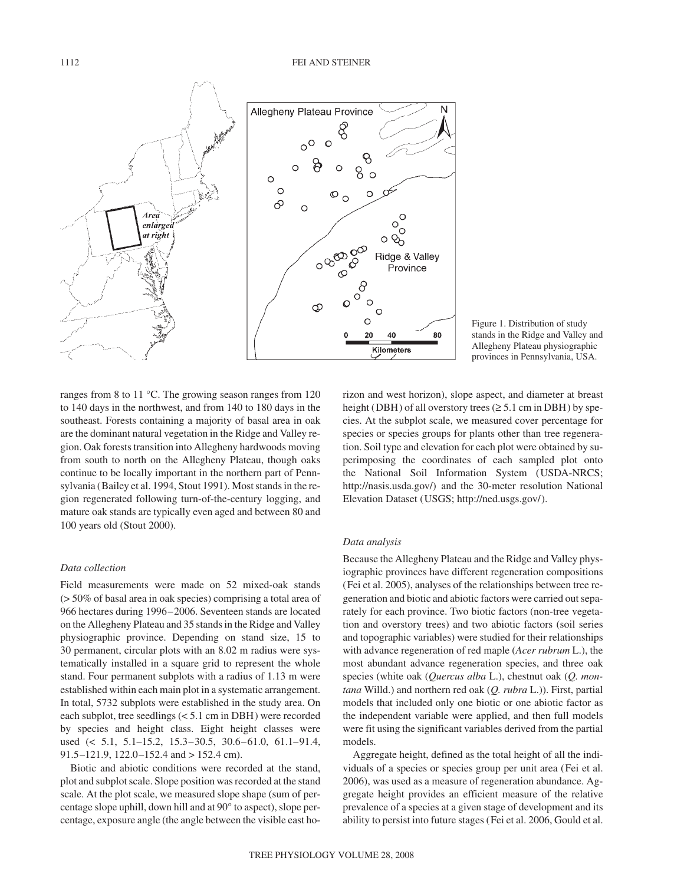Allegheny Plateau Province

N

Area enlarged at right

Ridge & Valley Province

0 20 40 80

Kilometers

Figure 1. Distribution of study stands in the Ridge and Valley and Allegheny Plateau physiographic provinces in Pennsylvania, USA.

ranges from 8 to 11 °C. The growing season ranges from 120 to 140 days in the northwest, and from 140 to 180 days in the southeast. Forests containing a majority of basal area in oak are the dominant natural vegetation in the Ridge and Valley region. Oak forests transition into Allegheny hardwoods moving from south to north on the Allegheny Plateau, though oaks continue to be locally important in the northern part of Pennsylvania (Bailey et al. 1994, Stout 1991). Most stands in the region regenerated following turn-of-the-century logging, and mature oak stands are typically even aged and between 80 and 100 years old (Stout 2000).

### *Data collection*

Field measurements were made on 52 mixed-oak stands (> 50% of basal area in oak species) comprising a total area of 966 hectares during 1996–2006. Seventeen stands are located on the Allegheny Plateau and 35 stands in the Ridge and Valley physiographic province. Depending on stand size, 15 to 30 permanent, circular plots with an 8.02 m radius were systematically installed in a square grid to represent the whole stand. Four permanent subplots with a radius of 1.13 m were established within each main plot in a systematic arrangement. In total, 5732 subplots were established in the study area. On each subplot, tree seedlings (< 5.1 cm in DBH) were recorded by species and height class. Eight height classes were used (< 5.1, 5.1–15.2, 15.3–30.5, 30.6–61.0, 61.1–91.4, 91.5–121.9, 122.0–152.4 and > 152.4 cm).

Biotic and abiotic conditions were recorded at the stand, plot and subplot scale. Slope position was recorded at the stand scale. At the plot scale, we measured slope shape (sum of percentage slope uphill, down hill and at 90° to aspect), slope percentage, exposure angle (the angle between the visible east horizon and west horizon), slope aspect, and diameter at breast height (DBH) of all overstory trees (≥ 5.1 cm in DBH) by species. At the subplot scale, we measured cover percentage for species or species groups for plants other than tree regeneration. Soil type and elevation for each plot were obtained by superimposing the coordinates of each sampled plot onto the National Soil Information System (USDA-NRCS; http://nasis.usda.gov/) and the 30-meter resolution National Elevation Dataset (USGS; http://ned.usgs.gov/).

### *Data analysis*

Because the Allegheny Plateau and the Ridge and Valley physiographic provinces have different regeneration compositions (Fei et al. 2005), analyses of the relationships between tree regeneration and biotic and abiotic factors were carried out separately for each province. Two biotic factors (non-tree vegetation and overstory trees) and two abiotic factors (soil series and topographic variables) were studied for their relationships with advance regeneration of red maple (*Acer rubrum* L.), the most abundant advance regeneration species, and three oak species (white oak (*Quercus alba* L.), chestnut oak (*Q. montana* Willd.) and northern red oak (*Q. rubra* L.)). First, partial models that included only one biotic or one abiotic factor as the independent variable were applied, and then full models were fit using the significant variables derived from the partial models.

Aggregate height, defined as the total height of all the individuals of a species or species group per unit area (Fei et al. 2006), was used as a measure of regeneration abundance. Aggregate height provides an efficient measure of the relative prevalence of a species at a given stage of development and its ability to persist into future stages (Fei et al. 2006, Gould et al.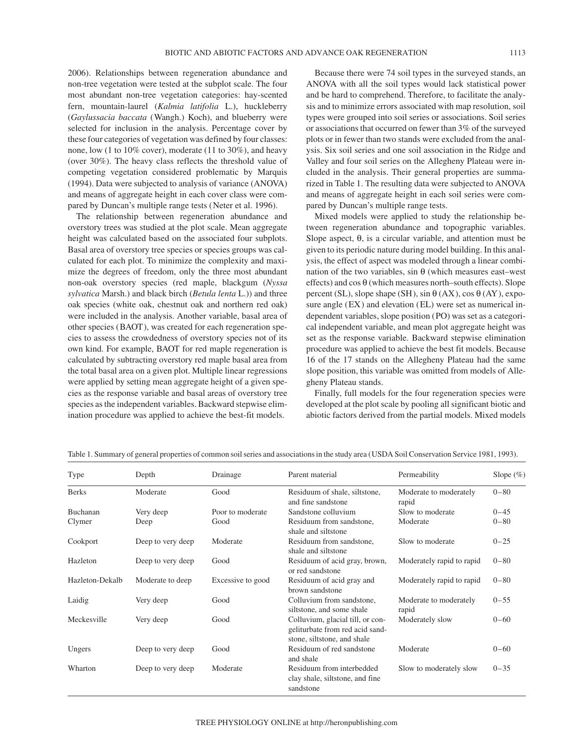2006). Relationships between regeneration abundance and non-tree vegetation were tested at the subplot scale. The four most abundant non-tree vegetation categories: hay-scented fern, mountain-laurel (*Kalmia latifolia* L.), huckleberry (*Gaylussacia baccata* (Wangh.) Koch), and blueberry were selected for inclusion in the analysis. Percentage cover by these four categories of vegetation was defined by four classes: none, low (1 to 10% cover), moderate (11 to 30%), and heavy (over 30%). The heavy class reflects the threshold value of competing vegetation considered problematic by Marquis (1994). Data were subjected to analysis of variance (ANOVA) and means of aggregate height in each cover class were compared by Duncan's multiple range tests (Neter et al. 1996).

The relationship between regeneration abundance and overstory trees was studied at the plot scale. Mean aggregate height was calculated based on the associated four subplots. Basal area of overstory tree species or species groups was calculated for each plot. To minimize the complexity and maximize the degrees of freedom, only the three most abundant non-oak overstory species (red maple, blackgum (*Nyssa sylvatica* Marsh.) and black birch (*Betula lenta* L.)) and three oak species (white oak, chestnut oak and northern red oak) were included in the analysis. Another variable, basal area of other species (BAOT), was created for each regeneration species to assess the crowdedness of overstory species not of its own kind. For example, BAOT for red maple regeneration is calculated by subtracting overstory red maple basal area from the total basal area on a given plot. Multiple linear regressions were applied by setting mean aggregate height of a given species as the response variable and basal areas of overstory tree species as the independent variables. Backward stepwise elimination procedure was applied to achieve the best-fit models.

Because there were 74 soil types in the surveyed stands, an ANOVA with all the soil types would lack statistical power and be hard to comprehend. Therefore, to facilitate the analysis and to minimize errors associated with map resolution, soil types were grouped into soil series or associations. Soil series or associations that occurred on fewer than 3% of the surveyed plots or in fewer than two stands were excluded from the analysis. Six soil series and one soil association in the Ridge and Valley and four soil series on the Allegheny Plateau were included in the analysis. Their general properties are summarized in Table 1. The resulting data were subjected to ANOVA and means of aggregate height in each soil series were compared by Duncan's multiple range tests.

Mixed models were applied to study the relationship between regeneration abundance and topographic variables. Slope aspect, $\theta$, is a circular variable, and attention must be given to its periodic nature during model building. In this analysis, the effect of aspect was modeled through a linear combination of the two variables, $\sin\theta$ (which measures east–west effects) and $\cos\theta$ (which measures north–south effects). Slope percent (SL), slope shape (SH), $\sin\theta$ (AX), $\cos\theta$ (AY), exposure angle (EX) and elevation (EL) were set as numerical independent variables, slope position (PO) was set as a categorical independent variable, and mean plot aggregate height was set as the response variable. Backward stepwise elimination procedure was applied to achieve the best fit models. Because 16 of the 17 stands on the Allegheny Plateau had the same slope position, this variable was omitted from models of Allegheny Plateau stands.

Finally, full models for the four regeneration species were developed at the plot scale by pooling all significant biotic and abiotic factors derived from the partial models. Mixed models

Table 1. Summary of general properties of common soil series and associations in the study area (USDA Soil Conservation Service 1981, 1993).

| Type | Depth | Drainage | Parent material | Permeability | Slope (%) |
|---|---|---|---|---|---|
| Berks | Moderate | Good | Residuum of shale, siltstone, and fine sandstone | Moderate to moderately rapid | 0–80 |
| Buchanan | Very deep | Poor to moderate | Sandstone colluvium | Slow to moderate | 0–45 |
| Clymer | Deep | Good | Residuum from sandstone, shale and siltstone | Moderate | 0–80 |
| Cookport | Deep to very deep | Moderate | Residuum from sandstone, shale and siltstone | Slow to moderate | 0–25 |
| Hazleton | Deep to very deep | Good | Residuum of acid gray, brown, or red sandstone | Moderately rapid to rapid | 0–80 |
| Hazleton-Dekalb | Moderate to deep | Excessive to good | Residuum of acid gray and brown sandstone | Moderately rapid to rapid | 0–80 |
| Laidig | Very deep | Good | Colluvium from sandstone, siltstone, and some shale | Moderate to moderately rapid | 0–55 |
| Meckesville | Very deep | Good | Colluvium, glacial till, or congeliturbate from red acid sandstone, siltstone, and shale | Moderately slow | 0–60 |
| Ungers | Deep to very deep | Good | Residuum of red sandstone and shale | Moderate | 0–60 |
| Wharton | Deep to very deep | Moderate | Residuum from interbedded clay shale, siltstone, and fine sandstone | Slow to moderately slow | 0–35 |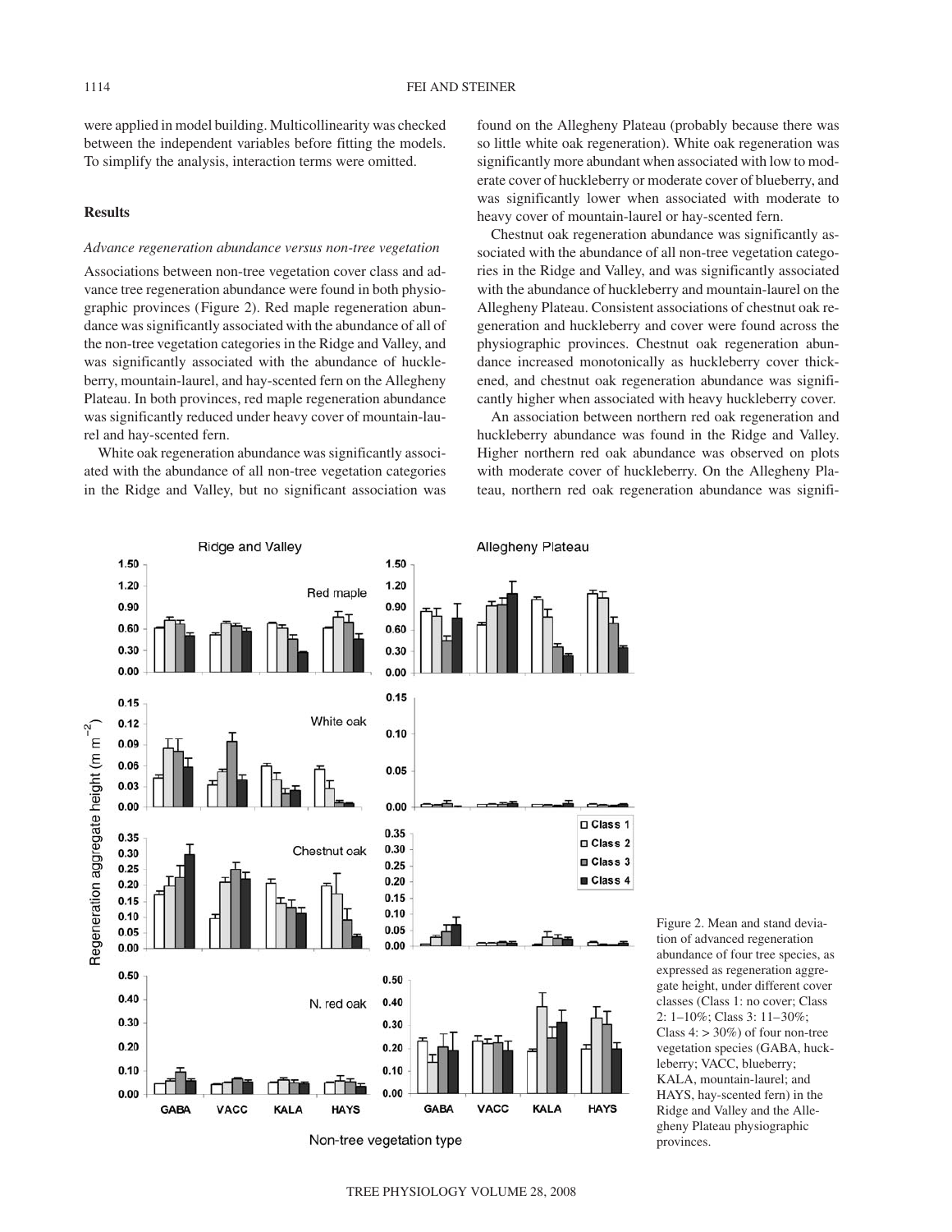were applied in model building. Multicollinearity was checked between the independent variables before fitting the models. To simplify the analysis, interaction terms were omitted.

## Results

### *Advance regeneration abundance versus non-tree vegetation*

Associations between non-tree vegetation cover class and advance tree regeneration abundance were found in both physiographic provinces (Figure 2). Red maple regeneration abundance was significantly associated with the abundance of all of the non-tree vegetation categories in the Ridge and Valley, and was significantly associated with the abundance of huckleberry, mountain-laurel, and hay-scented fern on the Allegheny Plateau. In both provinces, red maple regeneration abundance was significantly reduced under heavy cover of mountain-laurel and hay-scented fern.

White oak regeneration abundance was significantly associated with the abundance of all non-tree vegetation categories in the Ridge and Valley, but no significant association was found on the Allegheny Plateau (probably because there was so little white oak regeneration). White oak regeneration was significantly more abundant when associated with low to moderate cover of huckleberry or moderate cover of blueberry, and was significantly lower when associated with moderate to heavy cover of mountain-laurel or hay-scented fern.

Chestnut oak regeneration abundance was significantly associated with the abundance of all non-tree vegetation categories in the Ridge and Valley, and was significantly associated with the abundance of huckleberry and mountain-laurel on the Allegheny Plateau. Consistent associations of chestnut oak regeneration and huckleberry and cover were found across the physiographic provinces. Chestnut oak regeneration abundance increased monotonically as huckleberry cover thickened, and chestnut oak regeneration abundance was significantly higher when associated with heavy huckleberry cover.

An association between northern red oak regeneration and huckleberry abundance was found in the Ridge and Valley. Higher northern red oak abundance was observed on plots with moderate cover of huckleberry. On the Allegheny Plateau, northern red oak regeneration abundance was signifi-

Ridge and Valley
Allegheny Plateau
Red maple
White oak
Chestnut oak
N. red oak
Regeneration aggregate height (m m$^{-2}$)
Class 1
Class 2
Class 3
Class 4
GABA VACC KALA HAYS
Non-tree vegetation type

Figure 2. Mean and stand deviation of advanced regeneration abundance of four tree species, as expressed as regeneration aggregate height, under different cover classes (Class 1: no cover; Class 2: 1–10%; Class 3: 11–30%; Class 4: > 30%) of four non-tree vegetation species (GABA, huckleberry; VACC, blueberry; KALA, mountain-laurel; and HAYS, hay-scented fern) in the Ridge and Valley and the Allegheny Plateau physiographic provinces.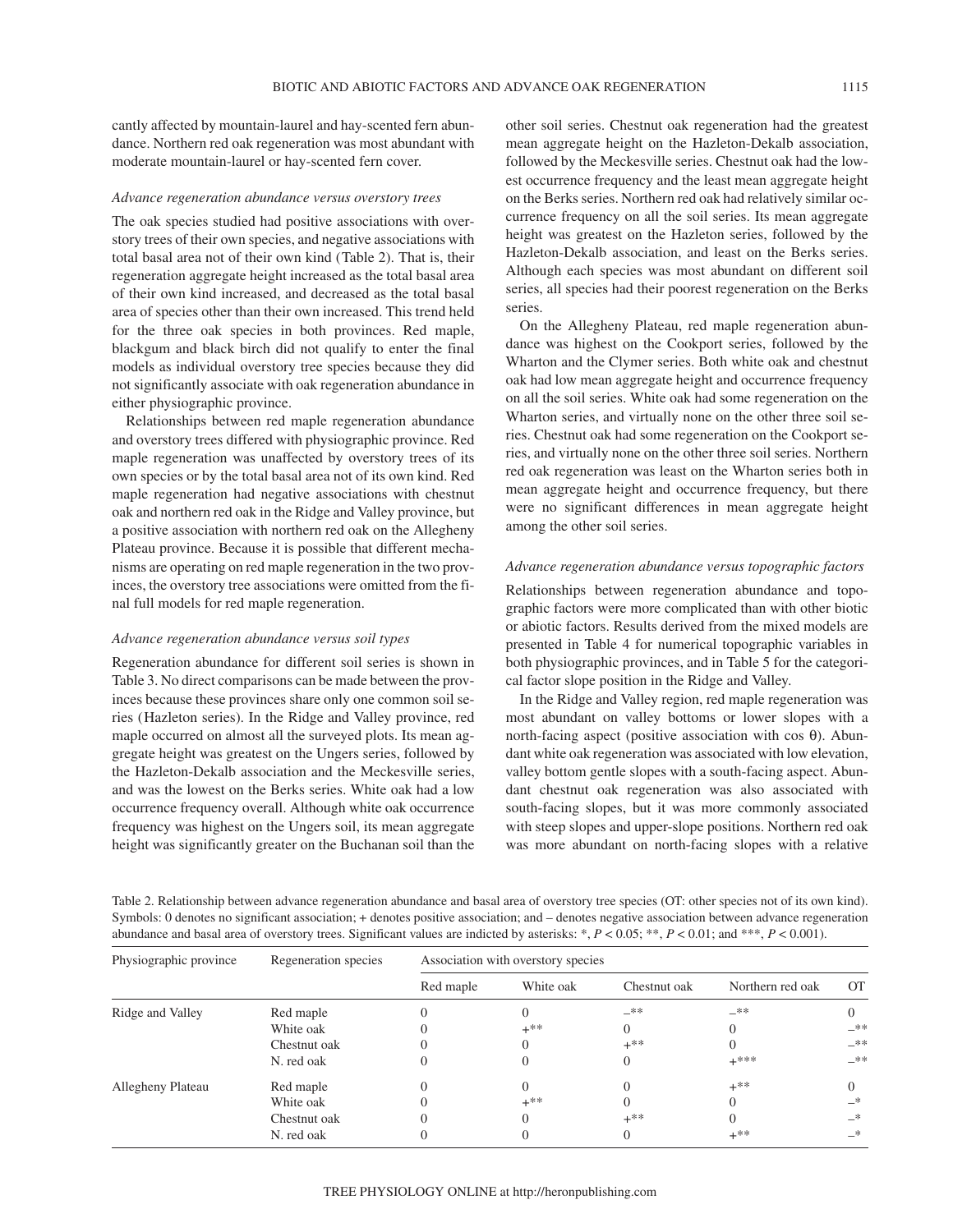cantly affected by mountain-laurel and hay-scented fern abundance. Northern red oak regeneration was most abundant with moderate mountain-laurel or hay-scented fern cover.

### *Advance regeneration abundance versus overstory trees*

The oak species studied had positive associations with overstory trees of their own species, and negative associations with total basal area not of their own kind (Table 2). That is, their regeneration aggregate height increased as the total basal area of their own kind increased, and decreased as the total basal area of species other than their own increased. This trend held for the three oak species in both provinces. Red maple, blackgum and black birch did not qualify to enter the final models as individual overstory tree species because they did not significantly associate with oak regeneration abundance in either physiographic province.

Relationships between red maple regeneration abundance and overstory trees differed with physiographic province. Red maple regeneration was unaffected by overstory trees of its own species or by the total basal area not of its own kind. Red maple regeneration had negative associations with chestnut oak and northern red oak in the Ridge and Valley province, but a positive association with northern red oak on the Allegheny Plateau province. Because it is possible that different mechanisms are operating on red maple regeneration in the two provinces, the overstory tree associations were omitted from the final full models for red maple regeneration.

### *Advance regeneration abundance versus soil types*

Regeneration abundance for different soil series is shown in Table 3. No direct comparisons can be made between the provinces because these provinces share only one common soil series (Hazleton series). In the Ridge and Valley province, red maple occurred on almost all the surveyed plots. Its mean aggregate height was greatest on the Ungers series, followed by the Hazleton-Dekalb association and the Meckesville series, and was the lowest on the Berks series. White oak had a low occurrence frequency overall. Although white oak occurrence frequency was highest on the Ungers soil, its mean aggregate height was significantly greater on the Buchanan soil than the other soil series. Chestnut oak regeneration had the greatest mean aggregate height on the Hazleton-Dekalb association, followed by the Meckesville series. Chestnut oak had the lowest occurrence frequency and the least mean aggregate height on the Berks series. Northern red oak had relatively similar occurrence frequency on all the soil series. Its mean aggregate height was greatest on the Hazleton series, followed by the Hazleton-Dekalb association, and least on the Berks series. Although each species was most abundant on different soil series, all species had their poorest regeneration on the Berks series.

On the Allegheny Plateau, red maple regeneration abundance was highest on the Cookport series, followed by the Wharton and the Clymer series. Both white oak and chestnut oak had low mean aggregate height and occurrence frequency on all the soil series. White oak had some regeneration on the Wharton series, and virtually none on the other three soil series. Chestnut oak had some regeneration on the Cookport series, and virtually none on the other three soil series. Northern red oak regeneration was least on the Wharton series both in mean aggregate height and occurrence frequency, but there were no significant differences in mean aggregate height among the other soil series.

### *Advance regeneration abundance versus topographic factors*

Relationships between regeneration abundance and topographic factors were more complicated than with other biotic or abiotic factors. Results derived from the mixed models are presented in Table 4 for numerical topographic variables in both physiographic provinces, and in Table 5 for the categorical factor slope position in the Ridge and Valley.

In the Ridge and Valley region, red maple regeneration was most abundant on valley bottoms or lower slopes with a north-facing aspect (positive association with cos θ). Abundant white oak regeneration was associated with low elevation, valley bottom gentle slopes with a south-facing aspect. Abundant chestnut oak regeneration was also associated with south-facing slopes, but it was more commonly associated with steep slopes and upper-slope positions. Northern red oak was more abundant on north-facing slopes with a relative

Table 2. Relationship between advance regeneration abundance and basal area of overstory tree species (OT: other species not of its own kind). Symbols: 0 denotes no significant association; + denotes positive association; and – denotes negative association between advance regeneration abundance and basal area of overstory trees. Significant values are indicted by asterisks: *, $P < 0.05$; **, $P < 0.01$; and ***, $P < 0.001$).

| Physiographic province | Regeneration species | Association with overstory species | | | | |
|---|---|---|---|---|---|---|
| | | Red maple | White oak | Chestnut oak | Northern red oak | OT |
| Ridge and Valley | Red maple | 0 | 0 | –** | –** | 0 |
| | White oak | 0 | +** | 0 | 0 | –** |
| | Chestnut oak | 0 | 0 | +** | 0 | –** |
| | N. red oak | 0 | 0 | 0 | +*** | –** |
| Allegheny Plateau | Red maple | 0 | 0 | 0 | +** | 0 |
| | White oak | 0 | +** | 0 | 0 | –* |
| | Chestnut oak | 0 | 0 | +** | 0 | –* |
| | N. red oak | 0 | 0 | 0 | +** | –* |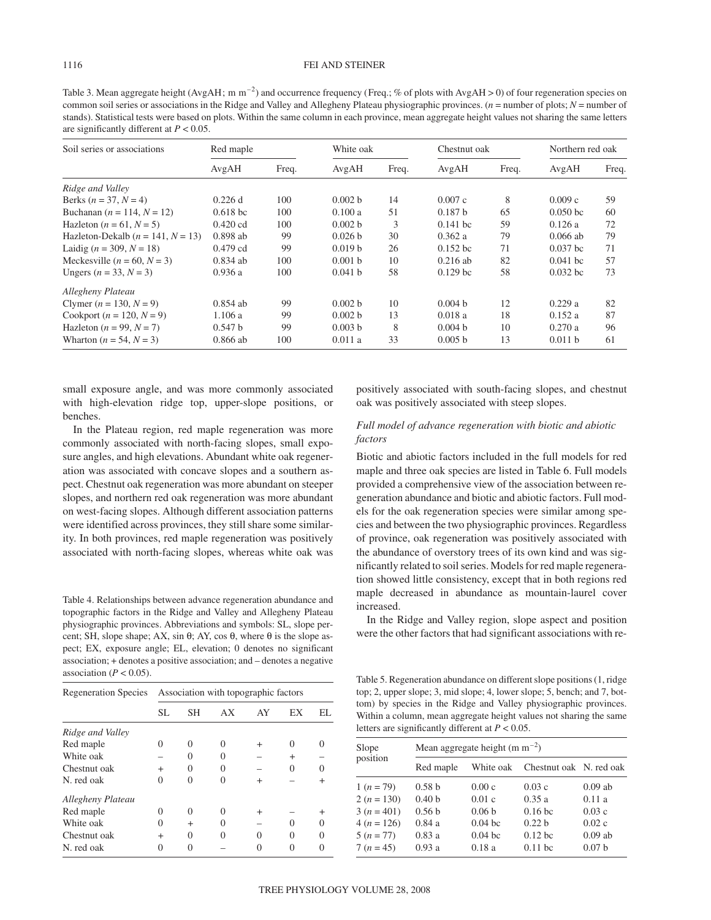Table 3. Mean aggregate height (AvgAH; m $m^{-2}$) and occurrence frequency (Freq.; % of plots with AvgAH > 0) of four regeneration species on common soil series or associations in the Ridge and Valley and Allegheny Plateau physiographic provinces. ($n$ = number of plots; $N$ = number of stands). Statistical tests were based on plots. Within the same column in each province, mean aggregate height values not sharing the same letters are significantly different at $P < 0.05$.

| Soil series or associations | Red maple | | White oak | | Chestnut oak | | Northern red oak | |
|---|---|---|---|---|---|---|---|---|
| | AvgAH | Freq. | AvgAH | Freq. | AvgAH | Freq. | AvgAH | Freq. |
| *Ridge and Valley* | | | | | | | | |
| Berks ($n$ = 37, $N$ = 4) | 0.226 d | 100 | 0.002 b | 14 | 0.007 c | 8 | 0.009 c | 59 |
| Buchanan ($n$ = 114, $N$ = 12) | 0.618 bc | 100 | 0.100 a | 51 | 0.187 b | 65 | 0.050 bc | 60 |
| Hazleton ($n$ = 61, $N$ = 5) | 0.420 cd | 100 | 0.002 b | 3 | 0.141 bc | 59 | 0.126 a | 72 |
| Hazleton-Dekalb ($n$ = 141, $N$ = 13) | 0.898 ab | 99 | 0.026 b | 30 | 0.362 a | 79 | 0.066 ab | 79 |
| Laidig ($n$ = 309, $N$ = 18) | 0.479 cd | 99 | 0.019 b | 26 | 0.152 bc | 71 | 0.037 bc | 71 |
| Meckesville ($n$ = 60, $N$ = 3) | 0.834 ab | 100 | 0.001 b | 10 | 0.216 ab | 82 | 0.041 bc | 57 |
| Ungers ($n$ = 33, $N$ = 3) | 0.936 a | 100 | 0.041 b | 58 | 0.129 bc | 58 | 0.032 bc | 73 |
| *Allegheny Plateau* | | | | | | | | |
| Clymer ($n$ = 130, $N$ = 9) | 0.854 ab | 99 | 0.002 b | 10 | 0.004 b | 12 | 0.229 a | 82 |
| Cookport ($n$ = 120, $N$ = 9) | 1.106 a | 99 | 0.002 b | 13 | 0.018 a | 18 | 0.152 a | 87 |
| Hazleton ($n$ = 99, $N$ = 7) | 0.547 b | 99 | 0.003 b | 8 | 0.004 b | 10 | 0.270 a | 96 |
| Wharton ($n$ = 54, $N$ = 3) | 0.866 ab | 100 | 0.011 a | 33 | 0.005 b | 13 | 0.011 b | 61 |

small exposure angle, and was more commonly associated with high-elevation ridge top, upper-slope positions, or benches.

In the Plateau region, red maple regeneration was more commonly associated with north-facing slopes, small exposure angles, and high elevations. Abundant white oak regeneration was associated with concave slopes and a southern aspect. Chestnut oak regeneration was more abundant on steeper slopes, and northern red oak regeneration was more abundant on west-facing slopes. Although different association patterns were identified across provinces, they still share some similarity. In both provinces, red maple regeneration was positively associated with north-facing slopes, whereas white oak was positively associated with south-facing slopes, and chestnut oak was positively associated with steep slopes.

Table 4. Relationships between advance regeneration abundance and topographic factors in the Ridge and Valley and Allegheny Plateau physiographic provinces. Abbreviations and symbols: SL, slope percent; SH, slope shape; AX, sin θ; AY, cos θ, where θ is the slope aspect; EX, exposure angle; EL, elevation; 0 denotes no significant association; + denotes a positive association; and – denotes a negative association ($P < 0.05$).

| Regeneration Species | Association with topographic factors | | | | | |
|---|---|---|---|---|---|---|
| | SL | SH | AX | AY | EX | EL |
| *Ridge and Valley* | | | | | | |
| Red maple | 0 | 0 | 0 | + | 0 | 0 |
| White oak | – | 0 | 0 | – | + | – |
| Chestnut oak | + | 0 | 0 | – | 0 | 0 |
| N. red oak | 0 | 0 | 0 | + | – | + |
| *Allegheny Plateau* | | | | | | |
| Red maple | 0 | 0 | 0 | + | – | + |
| White oak | 0 | + | 0 | – | 0 | 0 |
| Chestnut oak | + | 0 | 0 | 0 | 0 | 0 |
| N. red oak | 0 | 0 | – | 0 | 0 | 0 |

### *Full model of advance regeneration with biotic and abiotic factors*

Biotic and abiotic factors included in the full models for red maple and three oak species are listed in Table 6. Full models provided a comprehensive view of the association between regeneration abundance and biotic and abiotic factors. Full models for the oak regeneration species were similar among species and between the two physiographic provinces. Regardless of province, oak regeneration was positively associated with the abundance of overstory trees of its own kind and was significantly related to soil series. Models for red maple regeneration showed little consistency, except that in both regions red maple decreased in abundance as mountain-laurel cover increased.

In the Ridge and Valley region, slope aspect and position were the other factors that had significant associations with re-

Table 5. Regeneration abundance on different slope positions (1, ridge top; 2, upper slope; 3, mid slope; 4, lower slope; 5, bench; and 7, bottom) by species in the Ridge and Valley physiographic provinces. Within a column, mean aggregate height values not sharing the same letters are significantly different at $P < 0.05$.

| Slope position | Mean aggregate height (m $m^{-2}$) | | | |
|---|---|---|---|---|
| | Red maple | White oak | Chestnut oak | N. red oak |
| 1 ($n$ = 79) | 0.58 b | 0.00 c | 0.03 c | 0.09 ab |
| 2 ($n$ = 130) | 0.40 b | 0.01 c | 0.35 a | 0.11 a |
| 3 ($n$ = 401) | 0.56 b | 0.06 b | 0.16 bc | 0.03 c |
| 4 ($n$ = 126) | 0.84 a | 0.04 bc | 0.22 b | 0.02 c |
| 5 ($n$ = 77) | 0.83 a | 0.04 bc | 0.12 bc | 0.09 ab |
| 7 ($n$ = 45) | 0.93 a | 0.18 a | 0.11 bc | 0.07 b |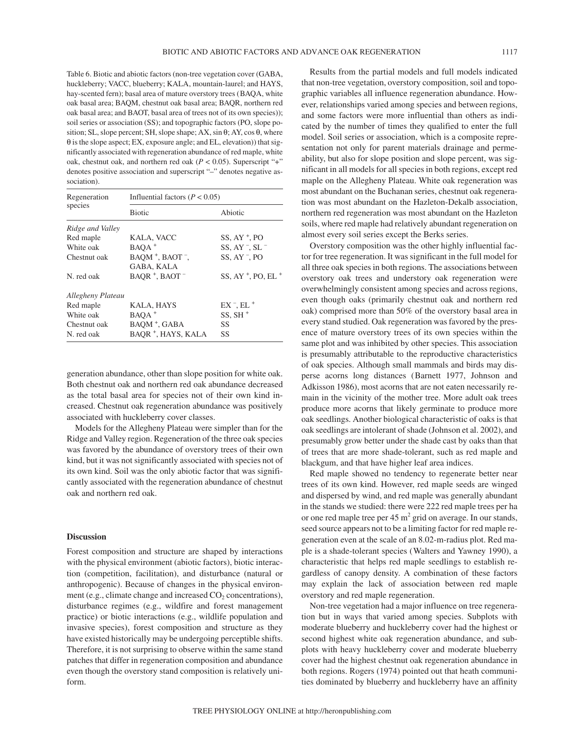Table 6. Biotic and abiotic factors (non-tree vegetation cover (GABA, huckleberry; VACC, blueberry; KALA, mountain-laurel; and HAYS, hay-scented fern); basal area of mature overstory trees (BAQA, white oak basal area; BAQM, chestnut oak basal area; BAQR, northern red oak basal area; and BAOT, basal area of trees not of its own species)); soil series or association (SS); and topographic factors (PO, slope position; SL, slope percent; SH, slope shape; AX, sin θ; AY, cos θ, where θ is the slope aspect; EX, exposure angle; and EL, elevation)) that significantly associated with regeneration abundance of red maple, white oak, chestnut oak, and northern red oak ($P < 0.05$). Superscript "+" denotes positive association and superscript "–" denotes negative association).

| Regeneration species | Influential factors ($P < 0.05$) | |
|---|---|---|
| | Biotic | Abiotic |
| *Ridge and Valley* | | |
| Red maple | KALA, VACC | SS, AY $^+$, PO |
| White oak | BAQA $^+$ | SS, AY $^-$, SL $^-$ |
| Chestnut oak | BAQM $^+$, BAOT $^-$, GABA, KALA | SS, AY $^-$, PO |
| N. red oak | BAQR $^+$, BAOT $^-$ | SS, AY $^+$, PO, EL $^+$ |
| *Allegheny Plateau* | | |
| Red maple | KALA, HAYS | EX $^-$, EL $^+$ |
| White oak | BAQA $^+$ | SS, SH $^+$ |
| Chestnut oak | BAQM $^+$, GABA | SS |
| N. red oak | BAQR $^+$, HAYS, KALA | SS |

generation abundance, other than slope position for white oak. Both chestnut oak and northern red oak abundance decreased as the total basal area for species not of their own kind increased. Chestnut oak regeneration abundance was positively associated with huckleberry cover classes.

Models for the Allegheny Plateau were simpler than for the Ridge and Valley region. Regeneration of the three oak species was favored by the abundance of overstory trees of their own kind, but it was not significantly associated with species not of its own kind. Soil was the only abiotic factor that was significantly associated with the regeneration abundance of chestnut oak and northern red oak.

## Discussion

Forest composition and structure are shaped by interactions with the physical environment (abiotic factors), biotic interaction (competition, facilitation), and disturbance (natural or anthropogenic). Because of changes in the physical environment (e.g., climate change and increased $CO_2$ concentrations), disturbance regimes (e.g., wildfire and forest management practice) or biotic interactions (e.g., wildlife population and invasive species), forest composition and structure as they have existed historically may be undergoing perceptible shifts. Therefore, it is not surprising to observe within the same stand patches that differ in regeneration composition and abundance even though the overstory stand composition is relatively uniform.

Results from the partial models and full models indicated that non-tree vegetation, overstory composition, soil and topographic variables all influence regeneration abundance. However, relationships varied among species and between regions, and some factors were more influential than others as indicated by the number of times they qualified to enter the full model. Soil series or association, which is a composite representation not only for parent materials drainage and permeability, but also for slope position and slope percent, was significant in all models for all species in both regions, except red maple on the Allegheny Plateau. White oak regeneration was most abundant on the Buchanan series, chestnut oak regeneration was most abundant on the Hazleton-Dekalb association, northern red regeneration was most abundant on the Hazleton soils, where red maple had relatively abundant regeneration on almost every soil series except the Berks series.

Overstory composition was the other highly influential factor for tree regeneration. It was significant in the full model for all three oak species in both regions. The associations between overstory oak trees and understory oak regeneration were overwhelmingly consistent among species and across regions, even though oaks (primarily chestnut oak and northern red oak) comprised more than 50% of the overstory basal area in every stand studied. Oak regeneration was favored by the presence of mature overstory trees of its own species within the same plot and was inhibited by other species. This association is presumably attributable to the reproductive characteristics of oak species. Although small mammals and birds may disperse acorns long distances (Barnett 1977, Johnson and Adkisson 1986), most acorns that are not eaten necessarily remain in the vicinity of the mother tree. More adult oak trees produce more acorns that likely germinate to produce more oak seedlings. Another biological characteristic of oaks is that oak seedlings are intolerant of shade (Johnson et al. 2002), and presumably grow better under the shade cast by oaks than that of trees that are more shade-tolerant, such as red maple and blackgum, and that have higher leaf area indices.

Red maple showed no tendency to regenerate better near trees of its own kind. However, red maple seeds are winged and dispersed by wind, and red maple was generally abundant in the stands we studied: there were 222 red maple trees per ha or one red maple tree per 45 m$^2$ grid on average. In our stands, seed source appears not to be a limiting factor for red maple regeneration even at the scale of an 8.02-m-radius plot. Red maple is a shade-tolerant species (Walters and Yawney 1990), a characteristic that helps red maple seedlings to establish regardless of canopy density. A combination of these factors may explain the lack of association between red maple overstory and red maple regeneration.

Non-tree vegetation had a major influence on tree regeneration but in ways that varied among species. Subplots with moderate blueberry and huckleberry cover had the highest or second highest white oak regeneration abundance, and subplots with heavy huckleberry cover and moderate blueberry cover had the highest chestnut oak regeneration abundance in both regions. Rogers (1974) pointed out that heath communities dominated by blueberry and huckleberry have an affinity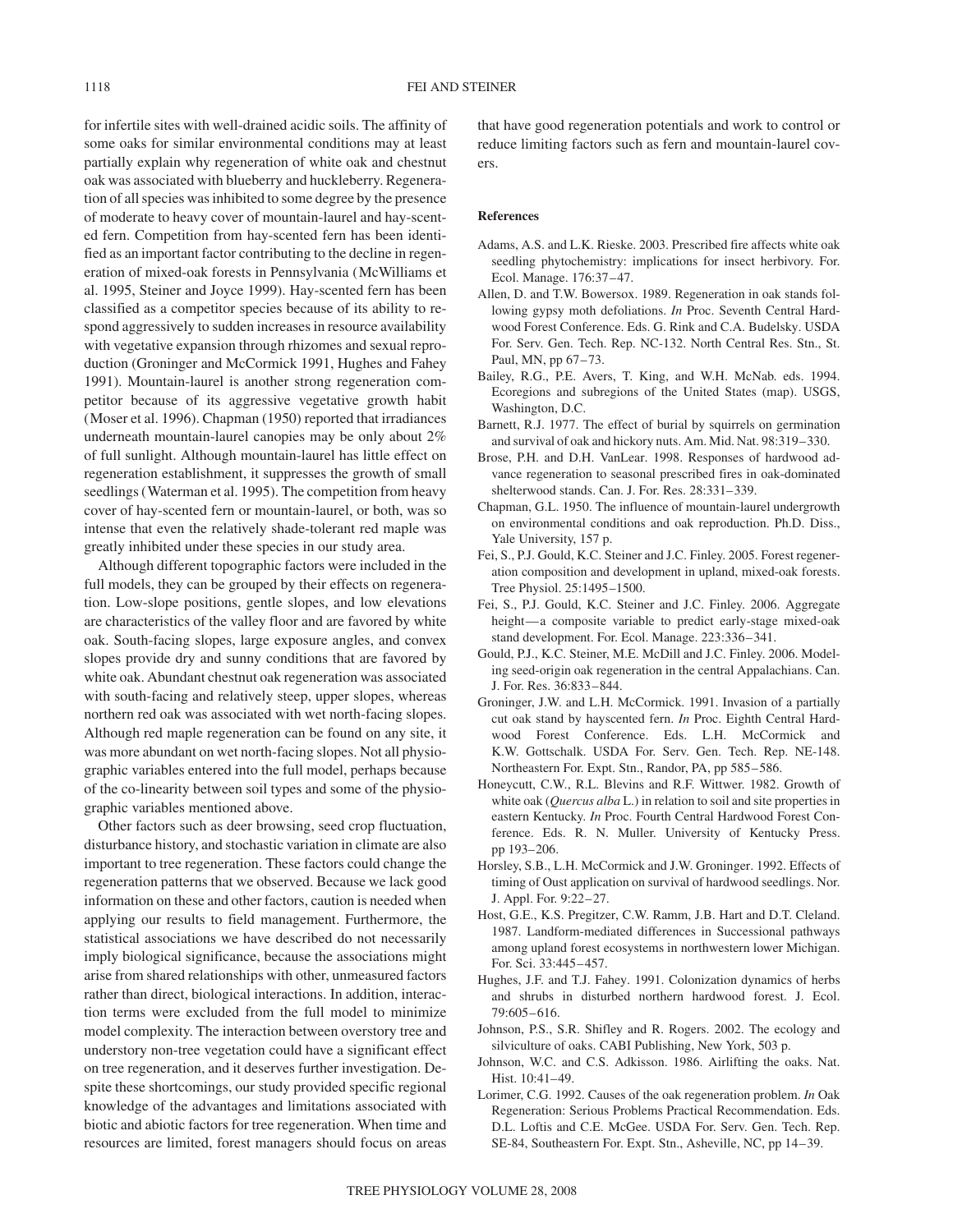for infertile sites with well-drained acidic soils. The affinity of some oaks for similar environmental conditions may at least partially explain why regeneration of white oak and chestnut oak was associated with blueberry and huckleberry. Regeneration of all species was inhibited to some degree by the presence of moderate to heavy cover of mountain-laurel and hay-scented fern. Competition from hay-scented fern has been identified as an important factor contributing to the decline in regeneration of mixed-oak forests in Pennsylvania (McWilliams et al. 1995, Steiner and Joyce 1999). Hay-scented fern has been classified as a competitor species because of its ability to respond aggressively to sudden increases in resource availability with vegetative expansion through rhizomes and sexual reproduction (Groninger and McCormick 1991, Hughes and Fahey 1991). Mountain-laurel is another strong regeneration competitor because of its aggressive vegetative growth habit (Moser et al. 1996). Chapman (1950) reported that irradiances underneath mountain-laurel canopies may be only about 2% of full sunlight. Although mountain-laurel has little effect on regeneration establishment, it suppresses the growth of small seedlings (Waterman et al. 1995). The competition from heavy cover of hay-scented fern or mountain-laurel, or both, was so intense that even the relatively shade-tolerant red maple was greatly inhibited under these species in our study area.

Although different topographic factors were included in the full models, they can be grouped by their effects on regeneration. Low-slope positions, gentle slopes, and low elevations are characteristics of the valley floor and are favored by white oak. South-facing slopes, large exposure angles, and convex slopes provide dry and sunny conditions that are favored by white oak. Abundant chestnut oak regeneration was associated with south-facing and relatively steep, upper slopes, whereas northern red oak was associated with wet north-facing slopes. Although red maple regeneration can be found on any site, it was more abundant on wet north-facing slopes. Not all physiographic variables entered into the full model, perhaps because of the co-linearity between soil types and some of the physiographic variables mentioned above.

Other factors such as deer browsing, seed crop fluctuation, disturbance history, and stochastic variation in climate are also important to tree regeneration. These factors could change the regeneration patterns that we observed. Because we lack good information on these and other factors, caution is needed when applying our results to field management. Furthermore, the statistical associations we have described do not necessarily imply biological significance, because the associations might arise from shared relationships with other, unmeasured factors rather than direct, biological interactions. In addition, interaction terms were excluded from the full model to minimize model complexity. The interaction between overstory tree and understory non-tree vegetation could have a significant effect on tree regeneration, and it deserves further investigation. Despite these shortcomings, our study provided specific regional knowledge of the advantages and limitations associated with biotic and abiotic factors for tree regeneration. When time and resources are limited, forest managers should focus on areas that have good regeneration potentials and work to control or reduce limiting factors such as fern and mountain-laurel covers.

## References

Adams, A.S. and L.K. Rieske. 2003. Prescribed fire affects white oak seedling phytochemistry: implications for insect herbivory. For. Ecol. Manage. 176:37–47.

Allen, D. and T.W. Bowersox. 1989. Regeneration in oak stands following gypsy moth defoliations. *In* Proc. Seventh Central Hardwood Forest Conference. Eds. G. Rink and C.A. Budelsky. USDA For. Serv. Gen. Tech. Rep. NC-132. North Central Res. Stn., St. Paul, MN, pp 67–73.

Bailey, R.G., P.E. Avers, T. King, and W.H. McNab. eds. 1994. Ecoregions and subregions of the United States (map). USGS, Washington, D.C.

Barnett, R.J. 1977. The effect of burial by squirrels on germination and survival of oak and hickory nuts. Am. Mid. Nat. 98:319–330.

Brose, P.H. and D.H. VanLear. 1998. Responses of hardwood advance regeneration to seasonal prescribed fires in oak-dominated shelterwood stands. Can. J. For. Res. 28:331–339.

Chapman, G.L. 1950. The influence of mountain-laurel undergrowth on environmental conditions and oak reproduction. Ph.D. Diss., Yale University, 157 p.

Fei, S., P.J. Gould, K.C. Steiner and J.C. Finley. 2005. Forest regeneration composition and development in upland, mixed-oak forests. Tree Physiol. 25:1495–1500.

Fei, S., P.J. Gould, K.C. Steiner and J.C. Finley. 2006. Aggregate height—a composite variable to predict early-stage mixed-oak stand development. For. Ecol. Manage. 223:336–341.

Gould, P.J., K.C. Steiner, M.E. McDill and J.C. Finley. 2006. Modeling seed-origin oak regeneration in the central Appalachians. Can. J. For. Res. 36:833–844.

Groninger, J.W. and L.H. McCormick. 1991. Invasion of a partially cut oak stand by hayscented fern. *In* Proc. Eighth Central Hardwood Forest Conference. Eds. L.H. McCormick and K.W. Gottschalk. USDA For. Serv. Gen. Tech. Rep. NE-148. Northeastern For. Expt. Stn., Randor, PA, pp 585–586.

Honeycutt, C.W., R.L. Blevins and R.F. Wittwer. 1982. Growth of white oak (*Quercus alba* L.) in relation to soil and site properties in eastern Kentucky. *In* Proc. Fourth Central Hardwood Forest Conference. Eds. R. N. Muller. University of Kentucky Press. pp 193–206.

Horsley, S.B., L.H. McCormick and J.W. Groninger. 1992. Effects of timing of Oust application on survival of hardwood seedlings. Nor. J. Appl. For. 9:22–27.

Host, G.E., K.S. Pregitzer, C.W. Ramm, J.B. Hart and D.T. Cleland. 1987. Landform-mediated differences in Successional pathways among upland forest ecosystems in northwestern lower Michigan. For. Sci. 33:445–457.

Hughes, J.F. and T.J. Fahey. 1991. Colonization dynamics of herbs and shrubs in disturbed northern hardwood forest. J. Ecol. 79:605–616.

Johnson, P.S., S.R. Shifley and R. Rogers. 2002. The ecology and silviculture of oaks. CABI Publishing, New York, 503 p.

Johnson, W.C. and C.S. Adkisson. 1986. Airlifting the oaks. Nat. Hist. 10:41–49.

Lorimer, C.G. 1992. Causes of the oak regeneration problem. *In* Oak Regeneration: Serious Problems Practical Recommendation. Eds. D.L. Loftis and C.E. McGee. USDA For. Serv. Gen. Tech. Rep. SE-84, Southeastern For. Expt. Stn., Asheville, NC, pp 14–39.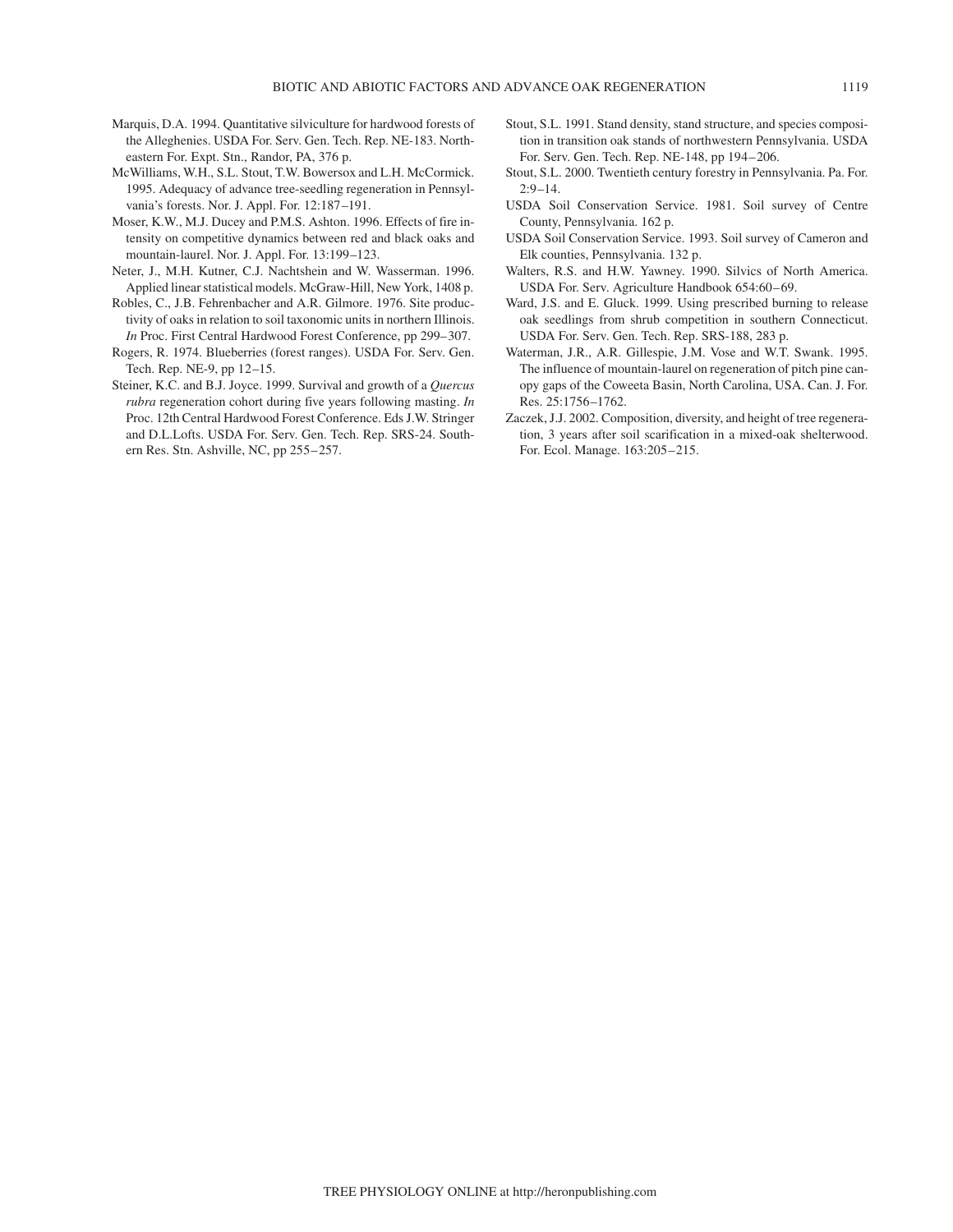Marquis, D.A. 1994. Quantitative silviculture for hardwood forests of the Alleghenies. USDA For. Serv. Gen. Tech. Rep. NE-183. Northeastern For. Expt. Stn., Randor, PA, 376 p.

McWilliams, W.H., S.L. Stout, T.W. Bowersox and L.H. McCormick. 1995. Adequacy of advance tree-seedling regeneration in Pennsylvania's forests. Nor. J. Appl. For. 12:187–191.

Moser, K.W., M.J. Ducey and P.M.S. Ashton. 1996. Effects of fire intensity on competitive dynamics between red and black oaks and mountain-laurel. Nor. J. Appl. For. 13:199–123.

Neter, J., M.H. Kutner, C.J. Nachtshein and W. Wasserman. 1996. Applied linear statistical models. McGraw-Hill, New York, 1408 p.

Robles, C., J.B. Fehrenbacher and A.R. Gilmore. 1976. Site productivity of oaks in relation to soil taxonomic units in northern Illinois. *In* Proc. First Central Hardwood Forest Conference, pp 299–307.

Rogers, R. 1974. Blueberries (forest ranges). USDA For. Serv. Gen. Tech. Rep. NE-9, pp 12–15.

Steiner, K.C. and B.J. Joyce. 1999. Survival and growth of a *Quercus rubra* regeneration cohort during five years following masting. *In* Proc. 12th Central Hardwood Forest Conference. Eds J.W. Stringer and D.L.Lofts. USDA For. Serv. Gen. Tech. Rep. SRS-24. Southern Res. Stn. Ashville, NC, pp 255–257.

Stout, S.L. 1991. Stand density, stand structure, and species composition in transition oak stands of northwestern Pennsylvania. USDA For. Serv. Gen. Tech. Rep. NE-148, pp 194–206.

Stout, S.L. 2000. Twentieth century forestry in Pennsylvania. Pa. For. 2:9–14.

USDA Soil Conservation Service. 1981. Soil survey of Centre County, Pennsylvania. 162 p.

USDA Soil Conservation Service. 1993. Soil survey of Cameron and Elk counties, Pennsylvania. 132 p.

Walters, R.S. and H.W. Yawney. 1990. Silvics of North America. USDA For. Serv. Agriculture Handbook 654:60–69.

Ward, J.S. and E. Gluck. 1999. Using prescribed burning to release oak seedlings from shrub competition in southern Connecticut. USDA For. Serv. Gen. Tech. Rep. SRS-188, 283 p.

Waterman, J.R., A.R. Gillespie, J.M. Vose and W.T. Swank. 1995. The influence of mountain-laurel on regeneration of pitch pine canopy gaps of the Coweeta Basin, North Carolina, USA. Can. J. For. Res. 25:1756–1762.

Zaczek, J.J. 2002. Composition, diversity, and height of tree regeneration, 3 years after soil scarification in a mixed-oak shelterwood. For. Ecol. Manage. 163:205–215.